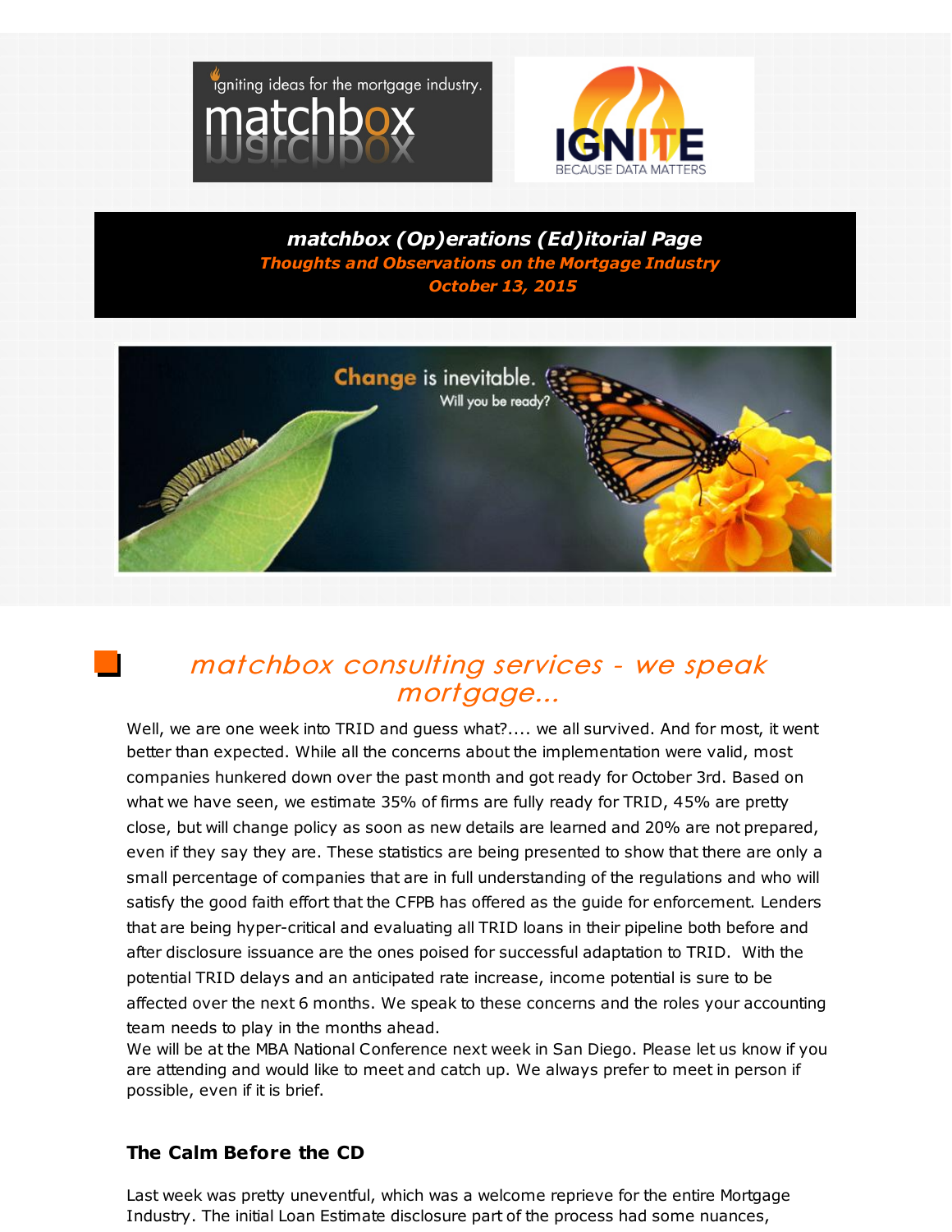**matchbox (Op)erations (Ed)itorial Page**

*Thoughts and Observations on the Mortgage Industry*

*October 13, 2015*

## *matchbox consulting services - we speak mortgage...*

Well, we are one week into TRID and guess what?.... we all survived. And for most, it went better than expected. While all the concerns about the implementation were valid, most companies hunkered down over the past month and got ready for October 3rd. Based on what we have seen, we estimate 35% of firms are fully ready for TRID, 45% are pretty close, but will change policy as soon as new details are learned and 20% are not prepared, even if they say they are. These statistics are being presented to show that there are only a small percentage of companies that are in full understanding of the regulations and who will satisfy the good faith effort that the CFPB has offered as the guide for enforcement. Lenders that are being hyper-critical and evaluating all TRID loans in their pipeline both before and after disclosure issuance are the ones poised for successful adaptation to TRID. With the potential TRID delays and an anticipated rate increase, income potential is sure to be affected over the next 6 months. We speak to these concerns and the roles your accounting team needs to play in the months ahead.

We will be at the MBA National Conference next week in San Diego. Please let us know if you are attending and would like to meet and catch up. We always prefer to meet in person if possible, even if it is brief.

### The Calm Before the CD

Last week was pretty uneventful, which was a welcome reprieve for the entire Mortgage Industry. The initial Loan Estimate disclosure part of the process had some nuances,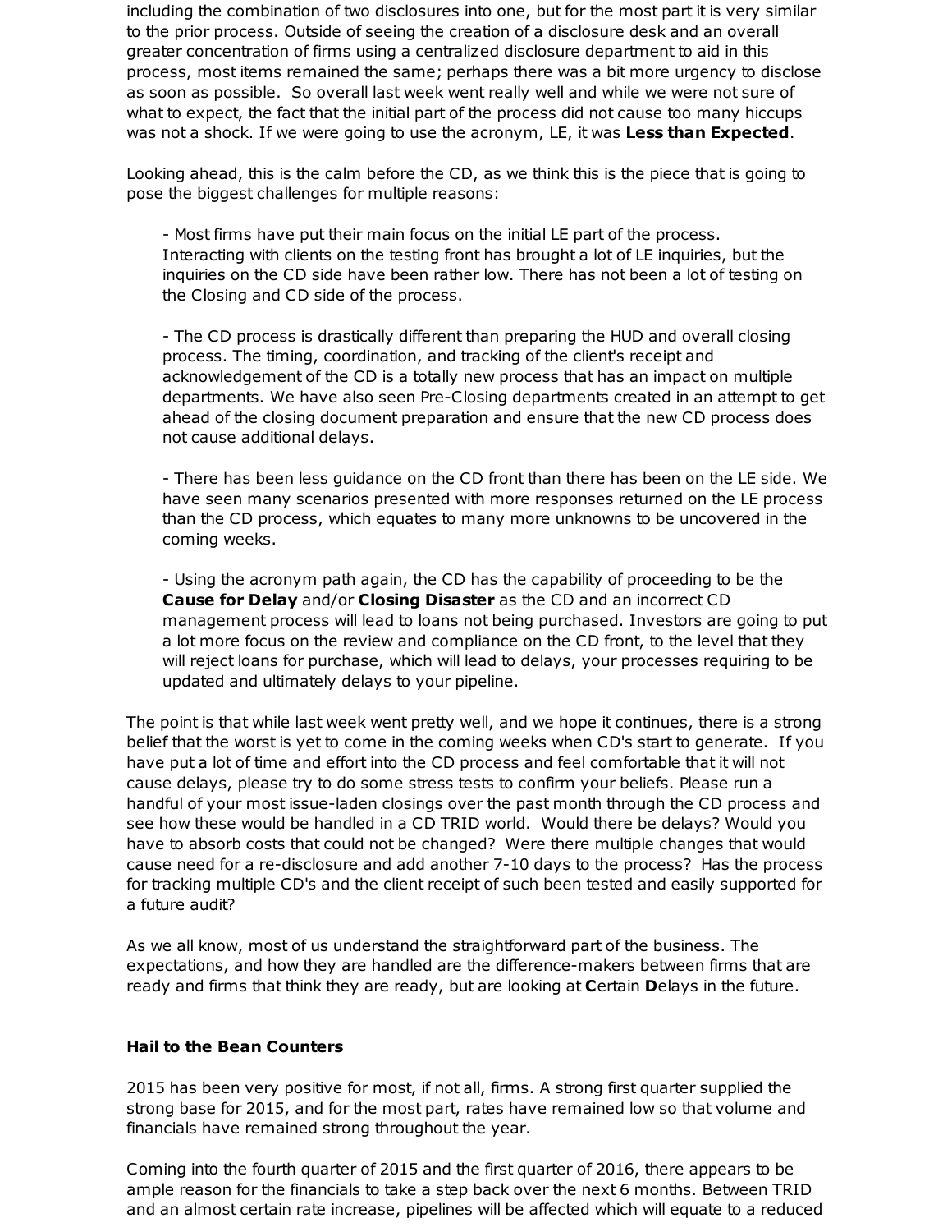including the combination of two disclosures into one, but for the most part it is very similar to the prior process. Outside of seeing the creation of a disclosure desk and an overall greater concentration of firms using a centralized disclosure department to aid in this process, most items remained the same; perhaps there was a bit more urgency to disclose as soon as possible. So overall last week went really well and while we were not sure of what to expect, the fact that the initial part of the process did not cause too many hiccups was not a shock. If we were going to use the acronym, LE, it was **Less than Expected**.

Looking ahead, this is the calm before the CD, as we think this is the piece that is going to pose the biggest challenges for multiple reasons:

- Most firms have put their main focus on the initial LE part of the process. Interacting with clients on the testing front has brought a lot of LE inquiries, but the inquiries on the CD side have been rather low. There has not been a lot of testing on the Closing and CD side of the process.

- The CD process is drastically different than preparing the HUD and overall closing process. The timing, coordination, and tracking of the client's receipt and acknowledgement of the CD is a totally new process that has an impact on multiple departments. We have also seen Pre-Closing departments created in an attempt to get ahead of the closing document preparation and ensure that the new CD process does not cause additional delays.

- There has been less guidance on the CD front than there has been on the LE side. We have seen many scenarios presented with more responses returned on the LE process than the CD process, which equates to many more unknowns to be uncovered in the coming weeks.

- Using the acronym path again, the CD has the capability of proceeding to be the **Cause for Delay** and/or **Closing Disaster** as the CD and an incorrect CD management process will lead to loans not being purchased. Investors are going to put a lot more focus on the review and compliance on the CD front, to the level that they will reject loans for purchase, which will lead to delays, your processes requiring to be updated and ultimately delays to your pipeline.

The point is that while last week went pretty well, and we hope it continues, there is a strong belief that the worst is yet to come in the coming weeks when CD's start to generate. If you have put a lot of time and effort into the CD process and feel comfortable that it will not cause delays, please try to do some stress tests to confirm your beliefs. Please run a handful of your most issue-laden closings over the past month through the CD process and see how these would be handled in a CD TRID world. Would there be delays? Would you have to absorb costs that could not be changed? Were there multiple changes that would cause need for a re-disclosure and add another 7-10 days to the process? Has the process for tracking multiple CD's and the client receipt of such been tested and easily supported for a future audit?

As we all know, most of us understand the straightforward part of the business. The expectations, and how they are handled are the difference-makers between firms that are ready and firms that think they are ready, but are looking at **C**ertain **D**elays in the future.

**Hail to the Bean Counters**

2015 has been very positive for most, if not all, firms. A strong first quarter supplied the strong base for 2015, and for the most part, rates have remained low so that volume and financials have remained strong throughout the year.

Coming into the fourth quarter of 2015 and the first quarter of 2016, there appears to be ample reason for the financials to take a step back over the next 6 months. Between TRID and an almost certain rate increase, pipelines will be affected which will equate to a reduced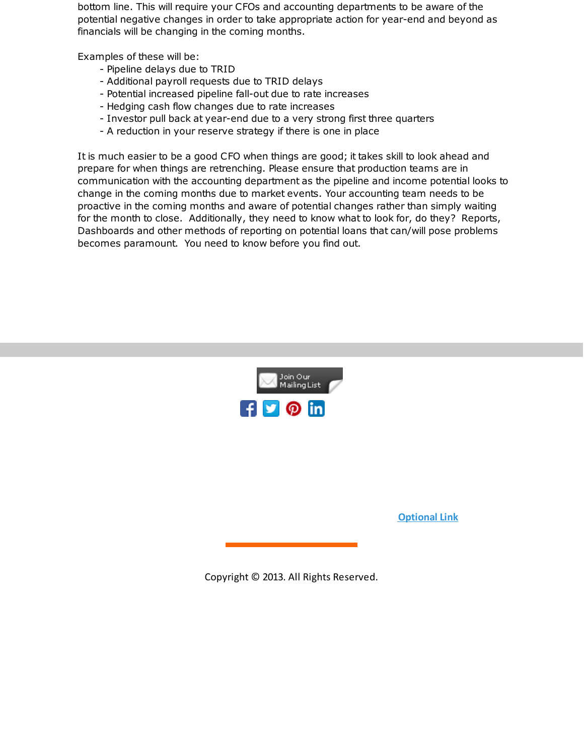bottom line. This will require your CFOs and accounting departments to be aware of the potential negative changes in order to take appropriate action for year-end and beyond as financials will be changing in the coming months.

Examples of these will be:

- Pipeline delays due to TRID
- Additional payroll requests due to TRID delays
- Potential increased pipeline fall-out due to rate increases
- Hedging cash flow changes due to rate increases
- Investor pull back at year-end due to a very strong first three quarters
- A reduction in your reserve strategy if there is one in place

It is much easier to be a good CFO when things are good; it takes skill to look ahead and prepare for when things are retrenching. Please ensure that production teams are in communication with the accounting department as the pipeline and income potential looks to change in the coming months due to market events. Your accounting team needs to be proactive in the coming months and aware of potential changes rather than simply waiting for the month to close. Additionally, they need to know what to look for, do they? Reports, Dashboards and other methods of reporting on potential loans that can/will pose problems becomes paramount. You need to know before you find out.

Join Our Mailing List

Optional Link

Copyright © 2013. All Rights Reserved.